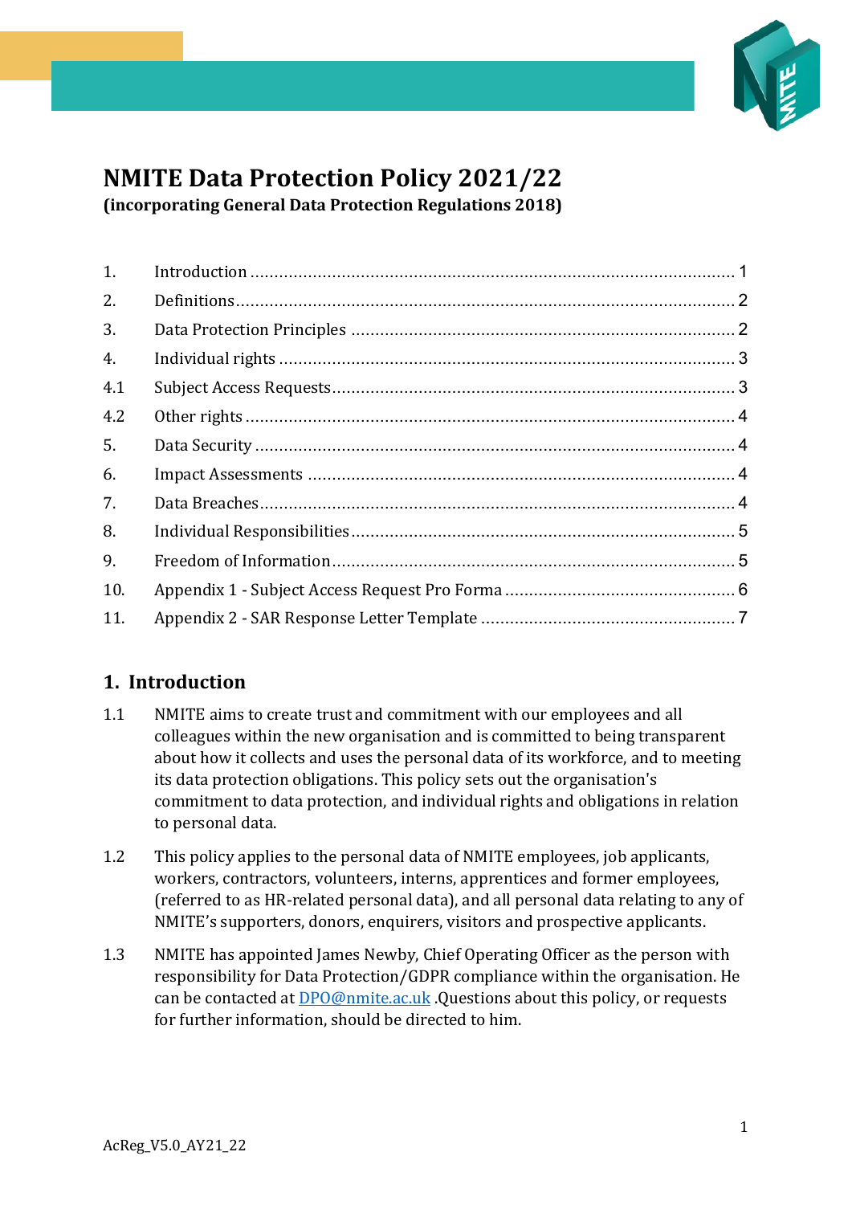# NMITE Data Protection Policy 2021/22

**(incorporating General Data Protection Regulations 2018)**

| | | |
|---|---|---|
| 1. | Introduction | 1 |
| 2. | Definitions | 2 |
| 3. | Data Protection Principles | 2 |
| 4. | Individual rights | 3 |
| 4.1 | Subject Access Requests | 3 |
| 4.2 | Other rights | 4 |
| 5. | Data Security | 4 |
| 6. | Impact Assessments | 4 |
| 7. | Data Breaches | 4 |
| 8. | Individual Responsibilities | 5 |
| 9. | Freedom of Information | 5 |
| 10. | Appendix 1 - Subject Access Request Pro Forma | 6 |
| 11. | Appendix 2 - SAR Response Letter Template | 7 |

## 1. Introduction

1.1 NMITE aims to create trust and commitment with our employees and all colleagues within the new organisation and is committed to being transparent about how it collects and uses the personal data of its workforce, and to meeting its data protection obligations. This policy sets out the organisation's commitment to data protection, and individual rights and obligations in relation to personal data.

1.2 This policy applies to the personal data of NMITE employees, job applicants, workers, contractors, volunteers, interns, apprentices and former employees, (referred to as HR-related personal data), and all personal data relating to any of NMITE's supporters, donors, enquirers, visitors and prospective applicants.

1.3 NMITE has appointed James Newby, Chief Operating Officer as the person with responsibility for Data Protection/GDPR compliance within the organisation. He can be contacted at DPO@nmite.ac.uk .Questions about this policy, or requests for further information, should be directed to him.

AcReg_V5.0_AY21_22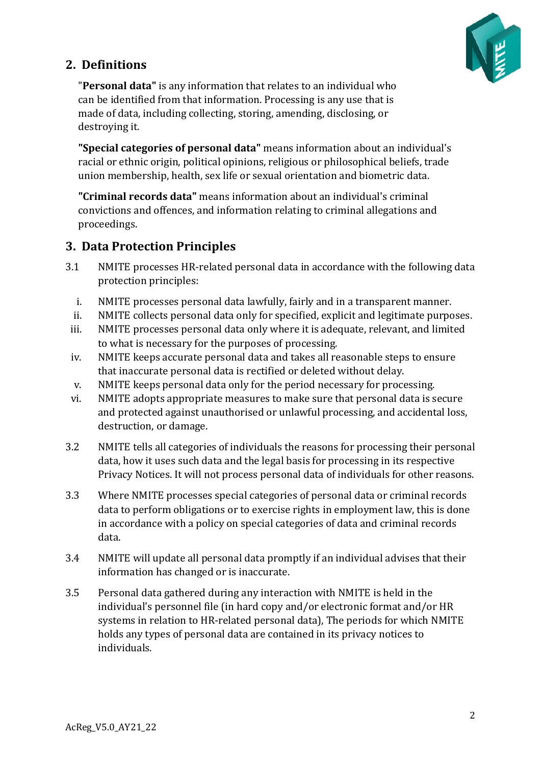## 2. Definitions

"**Personal data"** is any information that relates to an individual who can be identified from that information. Processing is any use that is made of data, including collecting, storing, amending, disclosing, or destroying it.

**"Special categories of personal data"** means information about an individual's racial or ethnic origin, political opinions, religious or philosophical beliefs, trade union membership, health, sex life or sexual orientation and biometric data.

**"Criminal records data"** means information about an individual's criminal convictions and offences, and information relating to criminal allegations and proceedings.

## 3. Data Protection Principles

3.1 NMITE processes HR-related personal data in accordance with the following data protection principles:

i. NMITE processes personal data lawfully, fairly and in a transparent manner.

ii. NMITE collects personal data only for specified, explicit and legitimate purposes.

iii. NMITE processes personal data only where it is adequate, relevant, and limited to what is necessary for the purposes of processing.

iv. NMITE keeps accurate personal data and takes all reasonable steps to ensure that inaccurate personal data is rectified or deleted without delay.

v. NMITE keeps personal data only for the period necessary for processing.

vi. NMITE adopts appropriate measures to make sure that personal data is secure and protected against unauthorised or unlawful processing, and accidental loss, destruction, or damage.

3.2 NMITE tells all categories of individuals the reasons for processing their personal data, how it uses such data and the legal basis for processing in its respective Privacy Notices. It will not process personal data of individuals for other reasons.

3.3 Where NMITE processes special categories of personal data or criminal records data to perform obligations or to exercise rights in employment law, this is done in accordance with a policy on special categories of data and criminal records data.

3.4 NMITE will update all personal data promptly if an individual advises that their information has changed or is inaccurate.

3.5 Personal data gathered during any interaction with NMITE is held in the individual's personnel file (in hard copy and/or electronic format and/or HR systems in relation to HR-related personal data), The periods for which NMITE holds any types of personal data are contained in its privacy notices to individuals.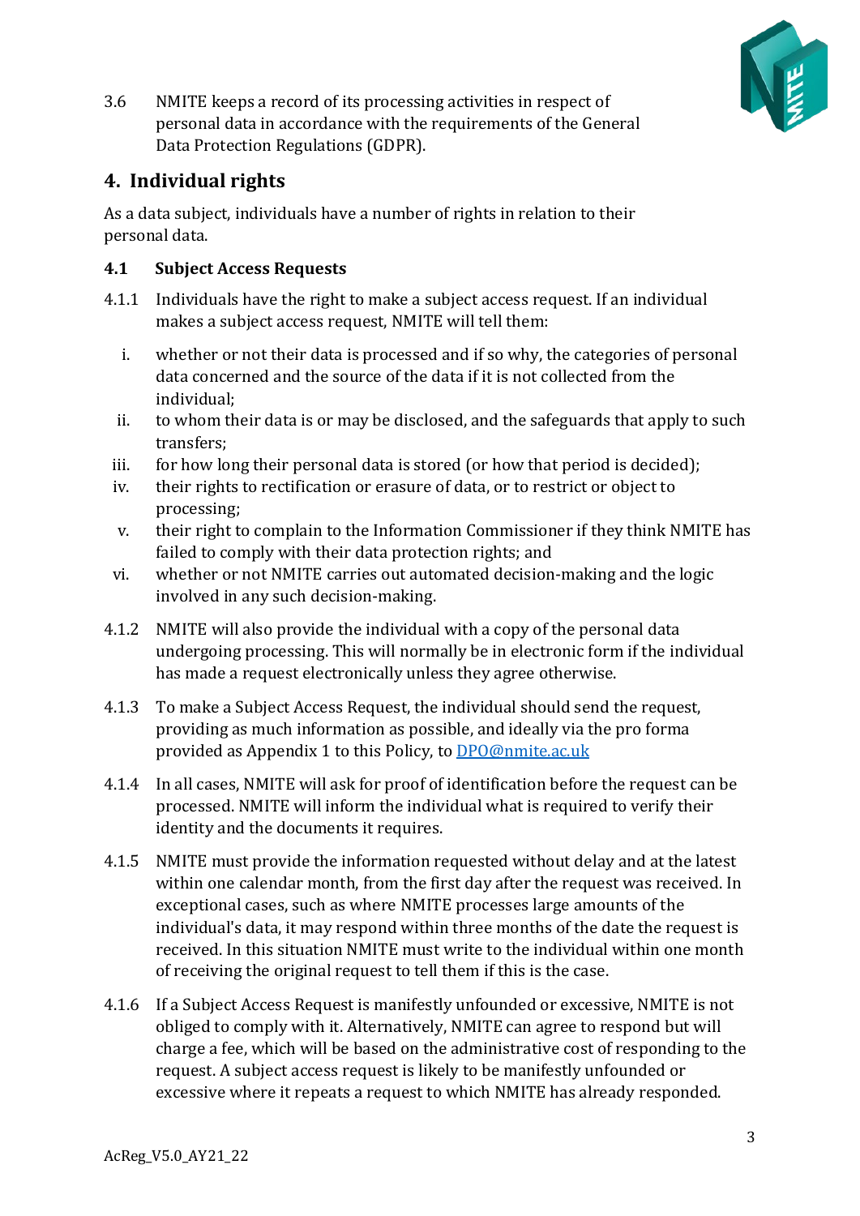3.6 NMITE keeps a record of its processing activities in respect of personal data in accordance with the requirements of the General Data Protection Regulations (GDPR).

## 4. Individual rights

As a data subject, individuals have a number of rights in relation to their personal data.

### 4.1 Subject Access Requests

4.1.1 Individuals have the right to make a subject access request. If an individual makes a subject access request, NMITE will tell them:

i. whether or not their data is processed and if so why, the categories of personal data concerned and the source of the data if it is not collected from the individual;

ii. to whom their data is or may be disclosed, and the safeguards that apply to such transfers;

iii. for how long their personal data is stored (or how that period is decided);

iv. their rights to rectification or erasure of data, or to restrict or object to processing;

v. their right to complain to the Information Commissioner if they think NMITE has failed to comply with their data protection rights; and

vi. whether or not NMITE carries out automated decision-making and the logic involved in any such decision-making.

4.1.2 NMITE will also provide the individual with a copy of the personal data undergoing processing. This will normally be in electronic form if the individual has made a request electronically unless they agree otherwise.

4.1.3 To make a Subject Access Request, the individual should send the request, providing as much information as possible, and ideally via the pro forma provided as Appendix 1 to this Policy, to [DPO@nmite.ac.uk](mailto:DPO@nmite.ac.uk)

4.1.4 In all cases, NMITE will ask for proof of identification before the request can be processed. NMITE will inform the individual what is required to verify their identity and the documents it requires.

4.1.5 NMITE must provide the information requested without delay and at the latest within one calendar month, from the first day after the request was received. In exceptional cases, such as where NMITE processes large amounts of the individual's data, it may respond within three months of the date the request is received. In this situation NMITE must write to the individual within one month of receiving the original request to tell them if this is the case.

4.1.6 If a Subject Access Request is manifestly unfounded or excessive, NMITE is not obliged to comply with it. Alternatively, NMITE can agree to respond but will charge a fee, which will be based on the administrative cost of responding to the request. A subject access request is likely to be manifestly unfounded or excessive where it repeats a request to which NMITE has already responded.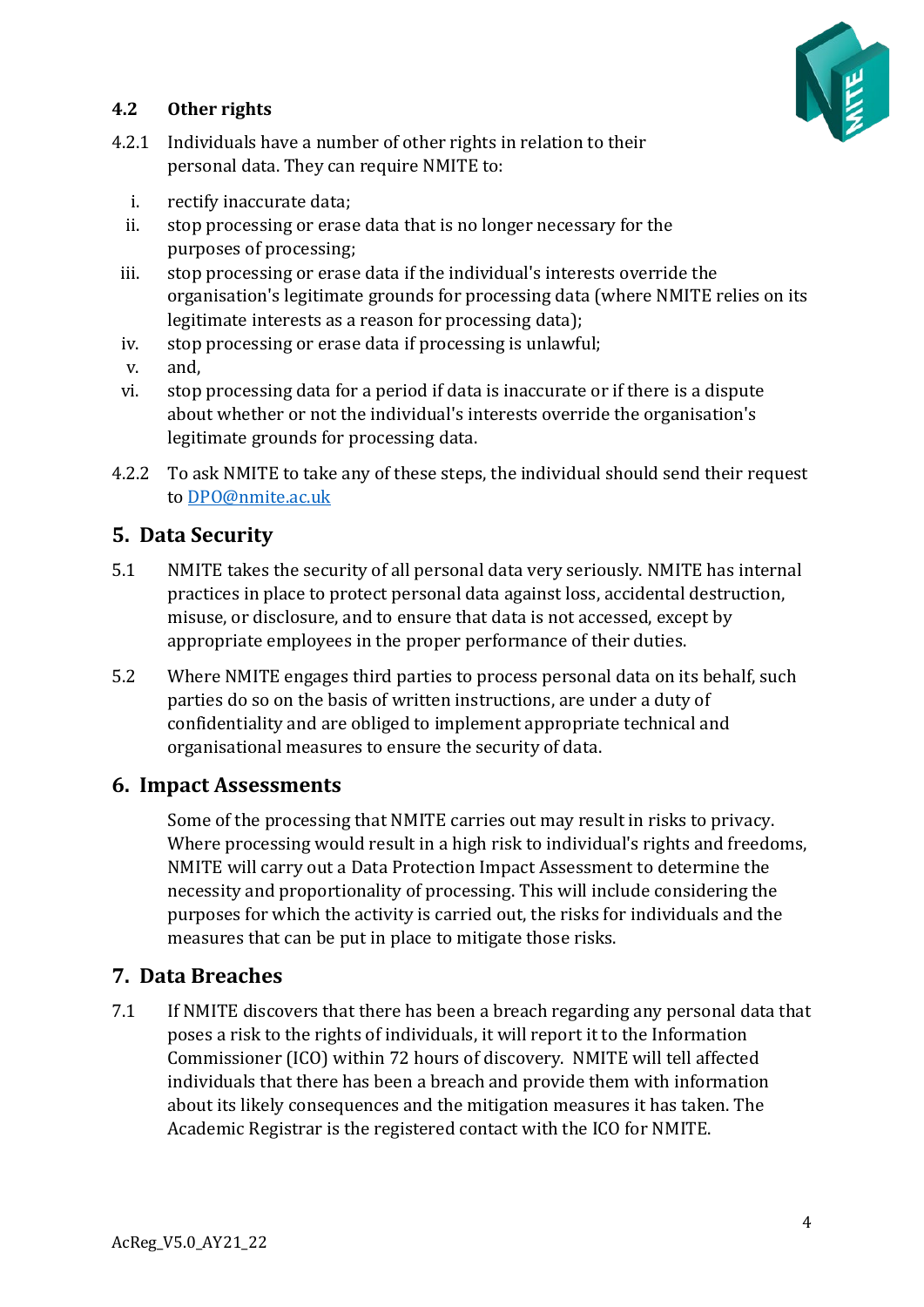### 4.2 Other rights

4.2.1 Individuals have a number of other rights in relation to their personal data. They can require NMITE to:

i. rectify inaccurate data;
ii. stop processing or erase data that is no longer necessary for the purposes of processing;
iii. stop processing or erase data if the individual's interests override the organisation's legitimate grounds for processing data (where NMITE relies on its legitimate interests as a reason for processing data);
iv. stop processing or erase data if processing is unlawful;
v. and,
vi. stop processing data for a period if data is inaccurate or if there is a dispute about whether or not the individual's interests override the organisation's legitimate grounds for processing data.

4.2.2 To ask NMITE to take any of these steps, the individual should send their request to DPO@nmite.ac.uk

## 5. Data Security

5.1 NMITE takes the security of all personal data very seriously. NMITE has internal practices in place to protect personal data against loss, accidental destruction, misuse, or disclosure, and to ensure that data is not accessed, except by appropriate employees in the proper performance of their duties.

5.2 Where NMITE engages third parties to process personal data on its behalf, such parties do so on the basis of written instructions, are under a duty of confidentiality and are obliged to implement appropriate technical and organisational measures to ensure the security of data.

## 6. Impact Assessments

Some of the processing that NMITE carries out may result in risks to privacy. Where processing would result in a high risk to individual's rights and freedoms, NMITE will carry out a Data Protection Impact Assessment to determine the necessity and proportionality of processing. This will include considering the purposes for which the activity is carried out, the risks for individuals and the measures that can be put in place to mitigate those risks.

## 7. Data Breaches

7.1 If NMITE discovers that there has been a breach regarding any personal data that poses a risk to the rights of individuals, it will report it to the Information Commissioner (ICO) within 72 hours of discovery. NMITE will tell affected individuals that there has been a breach and provide them with information about its likely consequences and the mitigation measures it has taken. The Academic Registrar is the registered contact with the ICO for NMITE.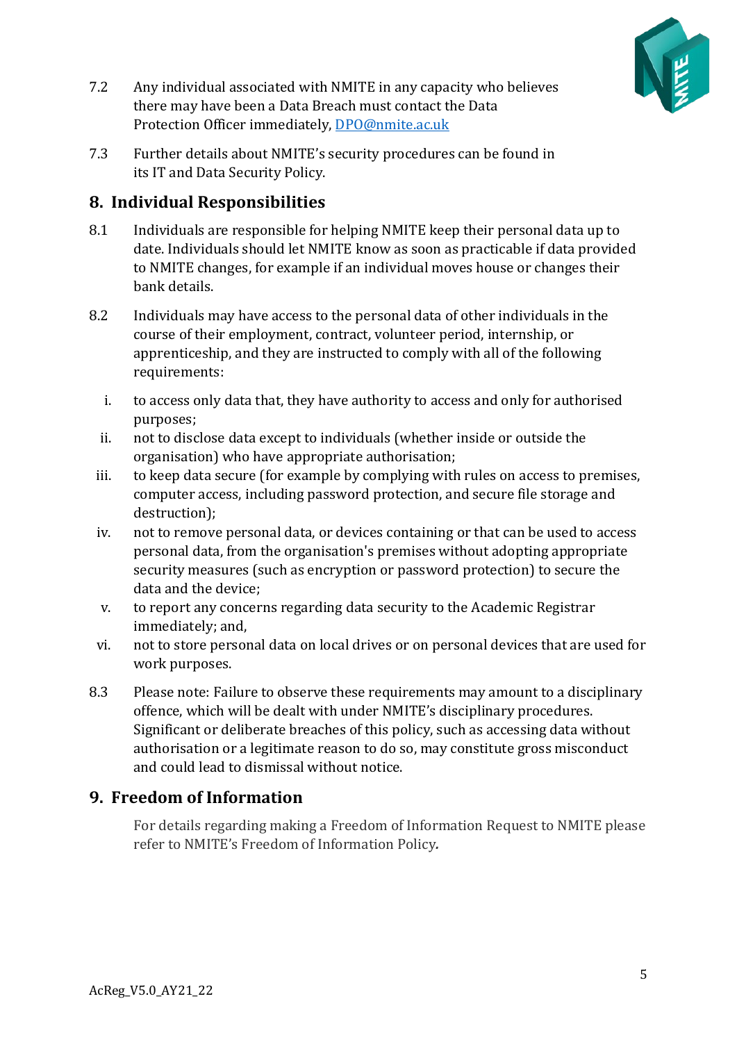7.2 Any individual associated with NMITE in any capacity who believes there may have been a Data Breach must contact the Data Protection Officer immediately, DPO@nmite.ac.uk

7.3 Further details about NMITE's security procedures can be found in its IT and Data Security Policy.

## 8. Individual Responsibilities

8.1 Individuals are responsible for helping NMITE keep their personal data up to date. Individuals should let NMITE know as soon as practicable if data provided to NMITE changes, for example if an individual moves house or changes their bank details.

8.2 Individuals may have access to the personal data of other individuals in the course of their employment, contract, volunteer period, internship, or apprenticeship, and they are instructed to comply with all of the following requirements:

i. to access only data that, they have authority to access and only for authorised purposes;
ii. not to disclose data except to individuals (whether inside or outside the organisation) who have appropriate authorisation;
iii. to keep data secure (for example by complying with rules on access to premises, computer access, including password protection, and secure file storage and destruction);
iv. not to remove personal data, or devices containing or that can be used to access personal data, from the organisation's premises without adopting appropriate security measures (such as encryption or password protection) to secure the data and the device;
v. to report any concerns regarding data security to the Academic Registrar immediately; and,
vi. not to store personal data on local drives or on personal devices that are used for work purposes.

8.3 Please note: Failure to observe these requirements may amount to a disciplinary offence, which will be dealt with under NMITE's disciplinary procedures. Significant or deliberate breaches of this policy, such as accessing data without authorisation or a legitimate reason to do so, may constitute gross misconduct and could lead to dismissal without notice.

## 9. Freedom of Information

For details regarding making a Freedom of Information Request to NMITE please refer to NMITE's Freedom of Information Policy.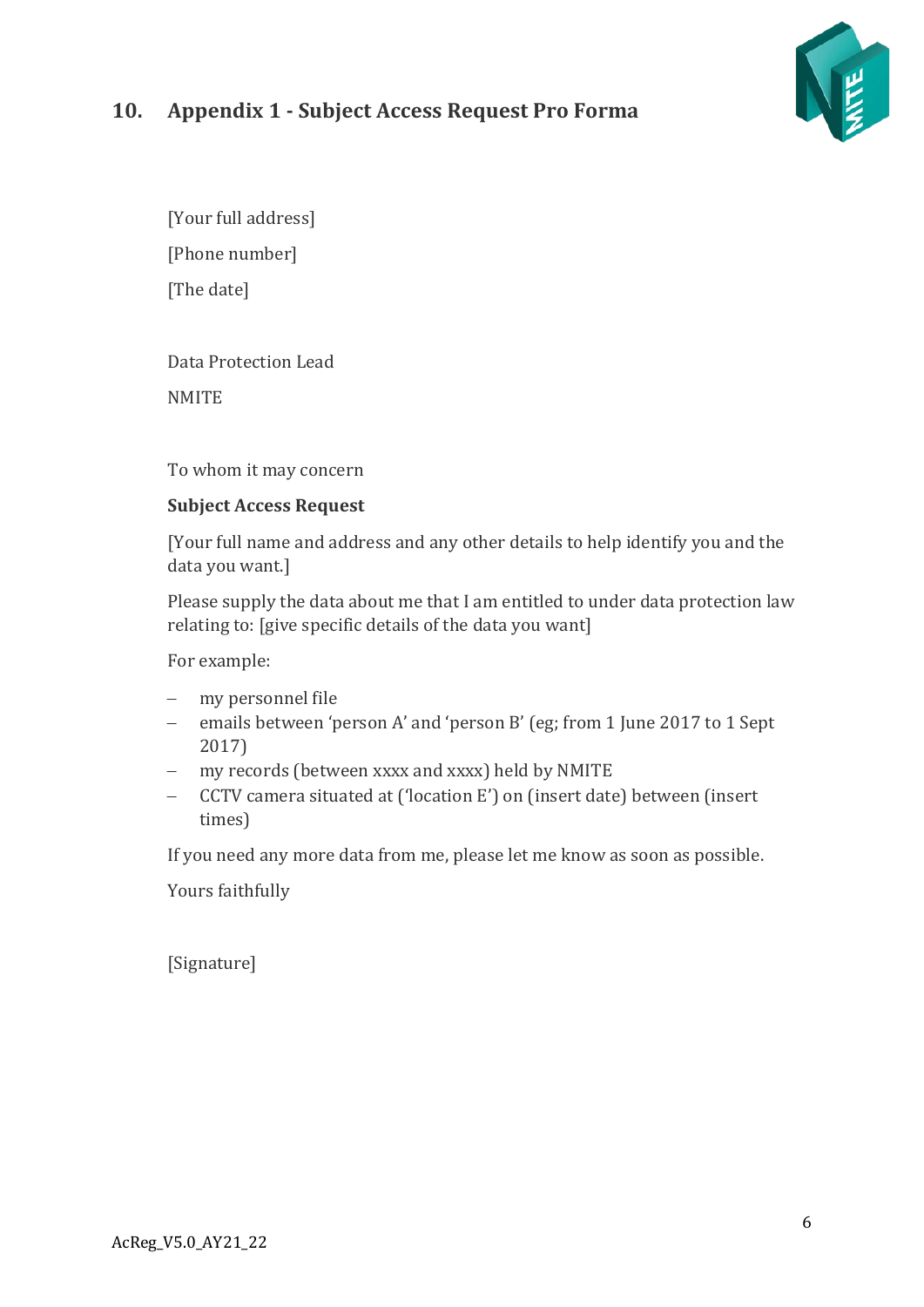## 10. Appendix 1 - Subject Access Request Pro Forma

[Your full address]

[Phone number]

[The date]

Data Protection Lead

NMITE

To whom it may concern

**Subject Access Request**

[Your full name and address and any other details to help identify you and the data you want.]

Please supply the data about me that I am entitled to under data protection law relating to: [give specific details of the data you want]

For example:

- my personnel file
- emails between 'person A' and 'person B' (eg; from 1 June 2017 to 1 Sept 2017)
- my records (between xxxx and xxxx) held by NMITE
- CCTV camera situated at ('location E') on (insert date) between (insert times)

If you need any more data from me, please let me know as soon as possible.

Yours faithfully

[Signature]

AcReg_V5.0_AY21_22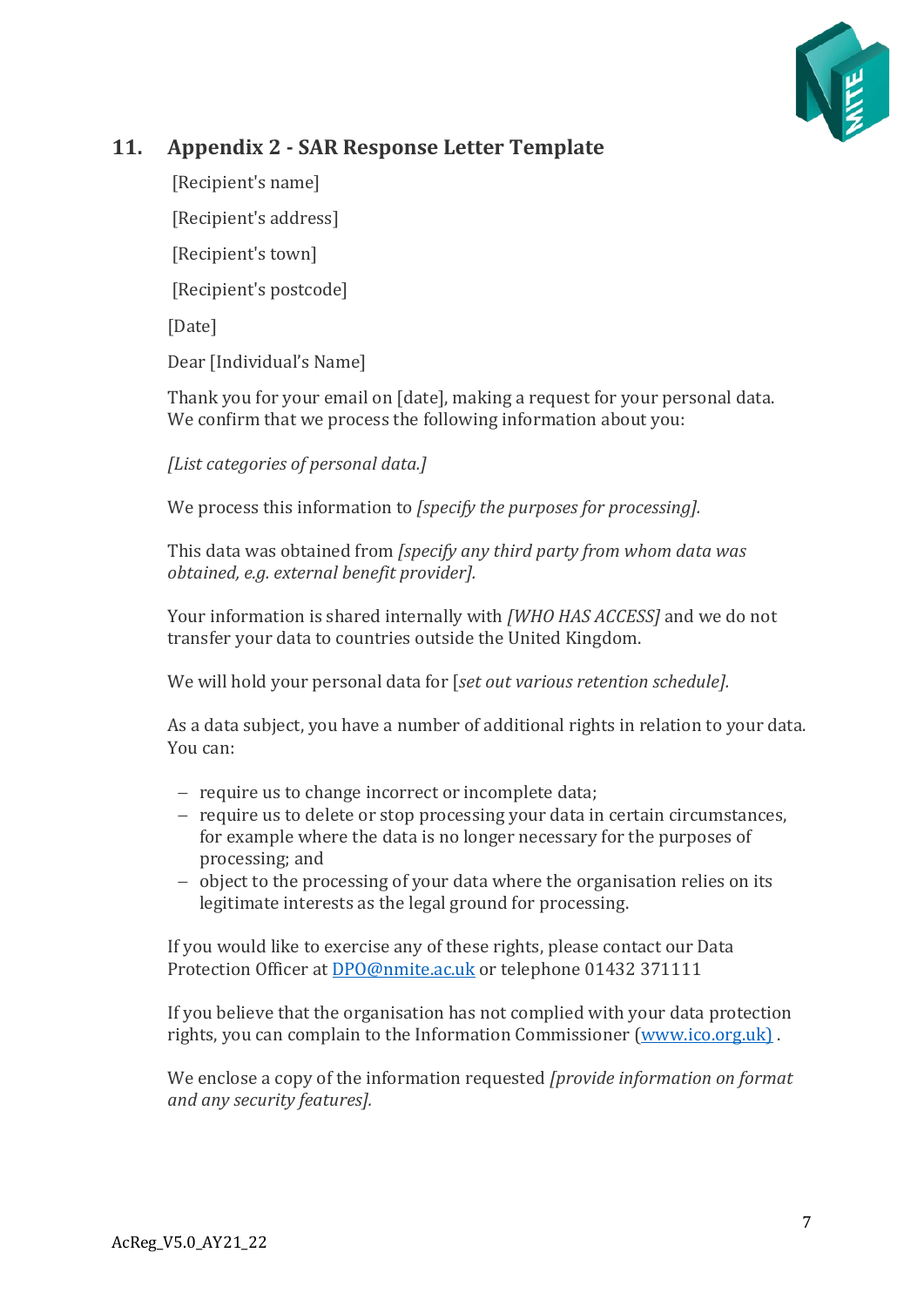## 11. Appendix 2 - SAR Response Letter Template

[Recipient's name]

[Recipient's address]

[Recipient's town]

[Recipient's postcode]

[Date]

Dear [Individual's Name]

Thank you for your email on [date], making a request for your personal data. We confirm that we process the following information about you:

*[List categories of personal data.]*

We process this information to *[specify the purposes for processing].*

This data was obtained from *[specify any third party from whom data was obtained, e.g. external benefit provider].*

Your information is shared internally with *[WHO HAS ACCESS]* and we do not transfer your data to countries outside the United Kingdom.

We will hold your personal data for [*set out various retention schedule].*

As a data subject, you have a number of additional rights in relation to your data. You can:

- require us to change incorrect or incomplete data;
- require us to delete or stop processing your data in certain circumstances, for example where the data is no longer necessary for the purposes of processing; and
- object to the processing of your data where the organisation relies on its legitimate interests as the legal ground for processing.

If you would like to exercise any of these rights, please contact our Data Protection Officer at [DPO@nmite.ac.uk](mailto:DPO@nmite.ac.uk) or telephone 01432 371111

If you believe that the organisation has not complied with your data protection rights, you can complain to the Information Commissioner ([www.ico.org.uk](http://www.ico.org.uk)) .

We enclose a copy of the information requested *[provide information on format and any security features].*

AcReg_V5.0_AY21_22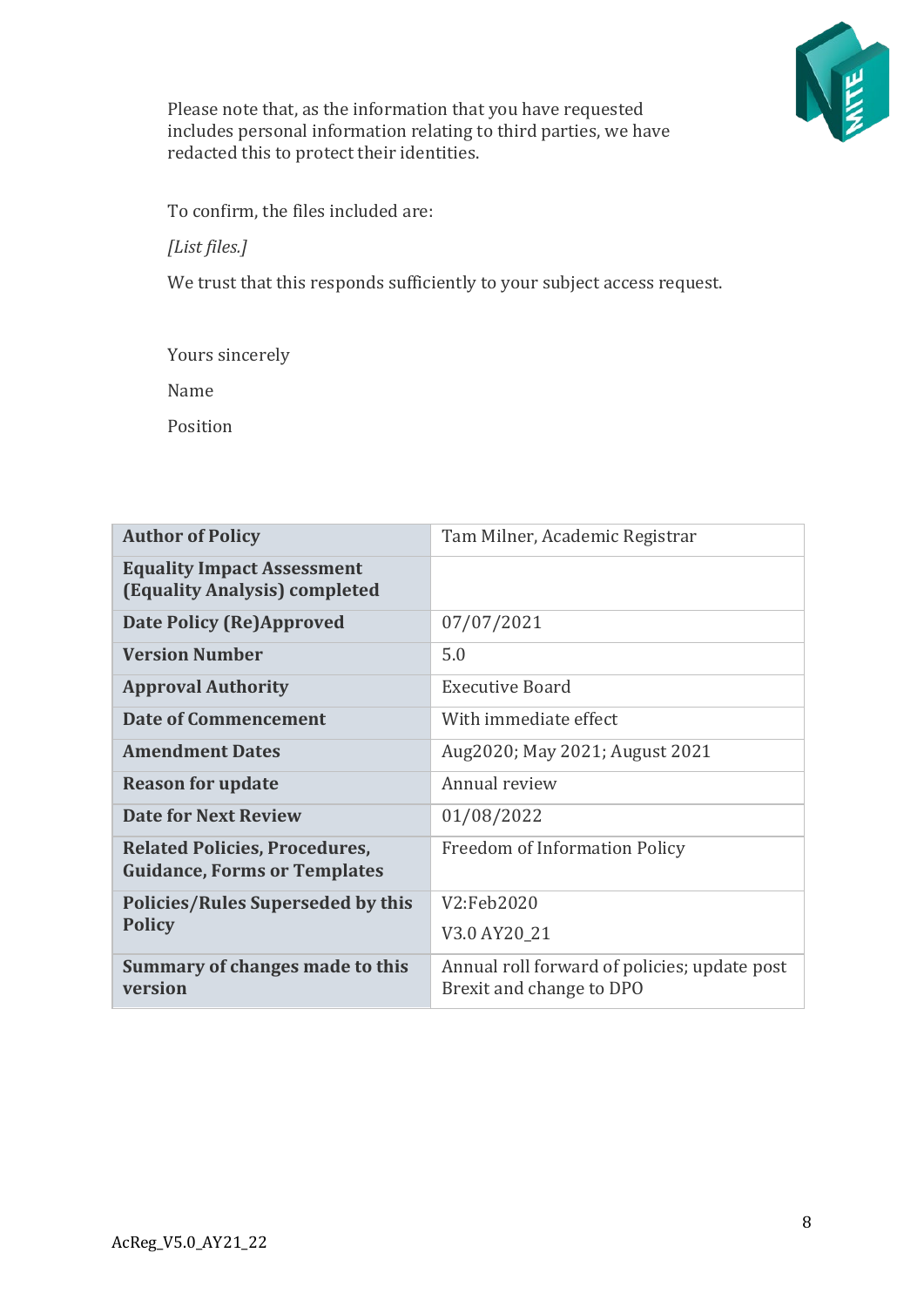Please note that, as the information that you have requested includes personal information relating to third parties, we have redacted this to protect their identities.

To confirm, the files included are:

*[List files.]*

We trust that this responds sufficiently to your subject access request.

Yours sincerely

Name

Position

| | |
|---|---|
| **Author of Policy** | Tam Milner, Academic Registrar |
| **Equality Impact Assessment (Equality Analysis) completed** | |
| **Date Policy (Re)Approved** | 07/07/2021 |
| **Version Number** | 5.0 |
| **Approval Authority** | Executive Board |
| **Date of Commencement** | With immediate effect |
| **Amendment Dates** | Aug2020; May 2021; August 2021 |
| **Reason for update** | Annual review |
| **Date for Next Review** | 01/08/2022 |
| **Related Policies, Procedures, Guidance, Forms or Templates** | Freedom of Information Policy |
| **Policies/Rules Superseded by this Policy** | V2:Feb2020<br>V3.0 AY20_21 |
| **Summary of changes made to this version** | Annual roll forward of policies; update post Brexit and change to DPO |

AcReg_V5.0_AY21_22